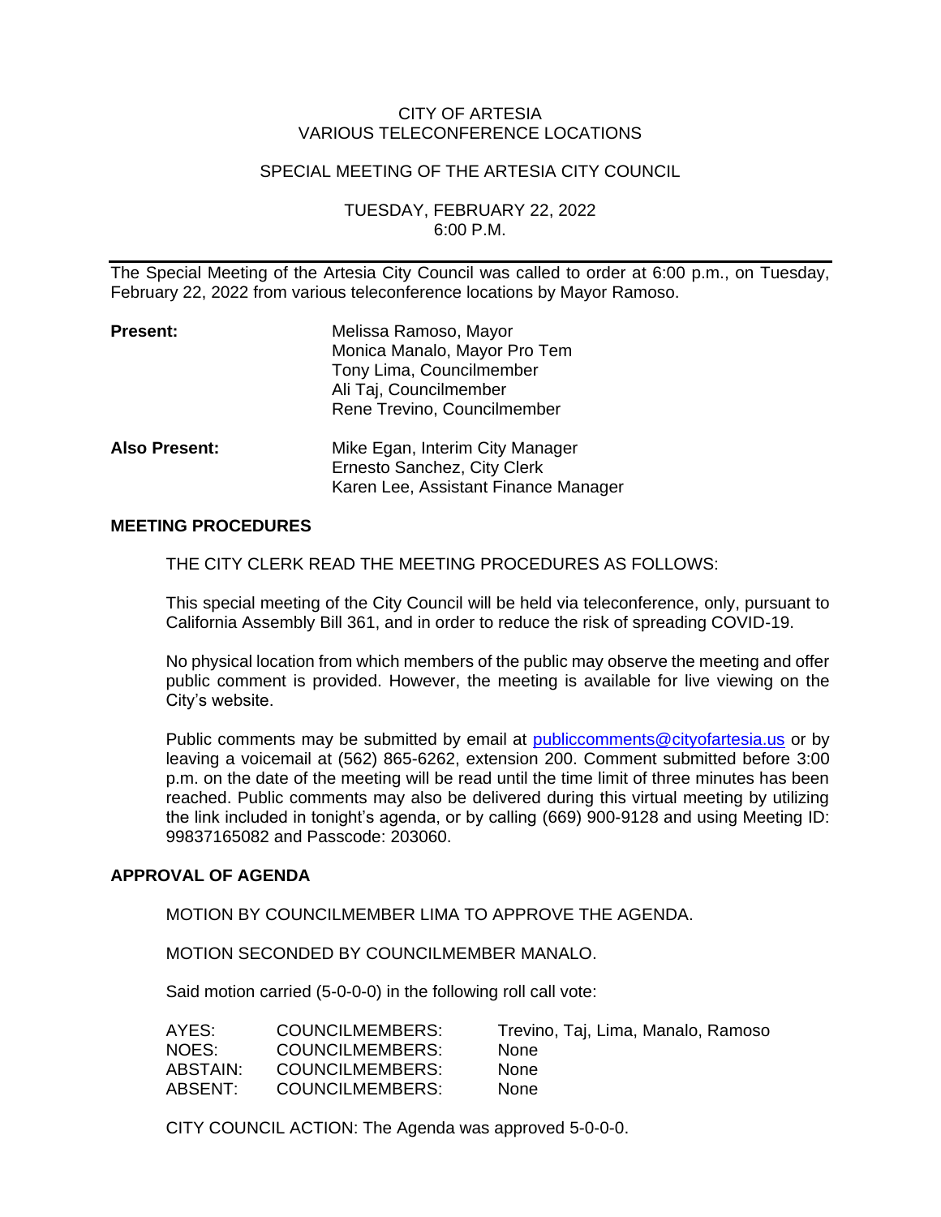CITY OF ARTESIA
VARIOUS TELECONFERENCE LOCATIONS

SPECIAL MEETING OF THE ARTESIA CITY COUNCIL

TUESDAY, FEBRUARY 22, 2022
6:00 P.M.

---

The Special Meeting of the Artesia City Council was called to order at 6:00 p.m., on Tuesday, February 22, 2022 from various teleconference locations by Mayor Ramoso.

| **Present:** | Melissa Ramoso, Mayor<br>Monica Manalo, Mayor Pro Tem<br>Tony Lima, Councilmember<br>Ali Taj, Councilmember<br>Rene Trevino, Councilmember |
|---|---|
| **Also Present:** | Mike Egan, Interim City Manager<br>Ernesto Sanchez, City Clerk<br>Karen Lee, Assistant Finance Manager |

**MEETING PROCEDURES**

THE CITY CLERK READ THE MEETING PROCEDURES AS FOLLOWS:

This special meeting of the City Council will be held via teleconference, only, pursuant to California Assembly Bill 361, and in order to reduce the risk of spreading COVID-19.

No physical location from which members of the public may observe the meeting and offer public comment is provided. However, the meeting is available for live viewing on the City's website.

Public comments may be submitted by email at publiccomments@cityofartesia.us or by leaving a voicemail at (562) 865-6262, extension 200. Comment submitted before 3:00 p.m. on the date of the meeting will be read until the time limit of three minutes has been reached. Public comments may also be delivered during this virtual meeting by utilizing the link included in tonight's agenda, or by calling (669) 900-9128 and using Meeting ID: 99837165082 and Passcode: 203060.

**APPROVAL OF AGENDA**

MOTION BY COUNCILMEMBER LIMA TO APPROVE THE AGENDA.

MOTION SECONDED BY COUNCILMEMBER MANALO.

Said motion carried (5-0-0-0) in the following roll call vote:

| | | |
|---|---|---|
| AYES: | COUNCILMEMBERS: | Trevino, Taj, Lima, Manalo, Ramoso |
| NOES: | COUNCILMEMBERS: | None |
| ABSTAIN: | COUNCILMEMBERS: | None |
| ABSENT: | COUNCILMEMBERS: | None |

CITY COUNCIL ACTION: The Agenda was approved 5-0-0-0.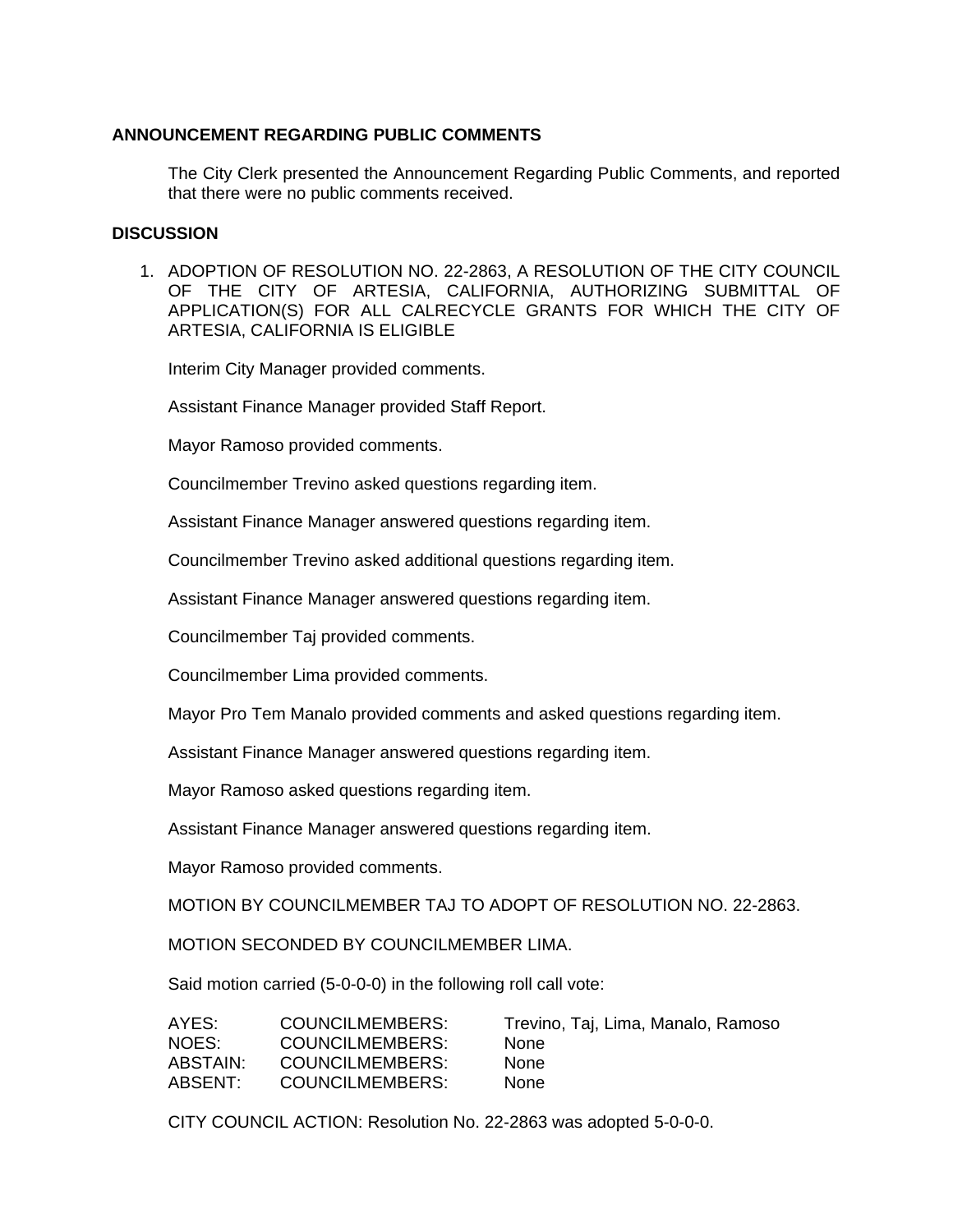**ANNOUNCEMENT REGARDING PUBLIC COMMENTS**

The City Clerk presented the Announcement Regarding Public Comments, and reported that there were no public comments received.

**DISCUSSION**

1. ADOPTION OF RESOLUTION NO. 22-2863, A RESOLUTION OF THE CITY COUNCIL OF THE CITY OF ARTESIA, CALIFORNIA, AUTHORIZING SUBMITTAL OF APPLICATION(S) FOR ALL CALRECYCLE GRANTS FOR WHICH THE CITY OF ARTESIA, CALIFORNIA IS ELIGIBLE

   Interim City Manager provided comments.

   Assistant Finance Manager provided Staff Report.

   Mayor Ramoso provided comments.

   Councilmember Trevino asked questions regarding item.

   Assistant Finance Manager answered questions regarding item.

   Councilmember Trevino asked additional questions regarding item.

   Assistant Finance Manager answered questions regarding item.

   Councilmember Taj provided comments.

   Councilmember Lima provided comments.

   Mayor Pro Tem Manalo provided comments and asked questions regarding item.

   Assistant Finance Manager answered questions regarding item.

   Mayor Ramoso asked questions regarding item.

   Assistant Finance Manager answered questions regarding item.

   Mayor Ramoso provided comments.

   MOTION BY COUNCILMEMBER TAJ TO ADOPT OF RESOLUTION NO. 22-2863.

   MOTION SECONDED BY COUNCILMEMBER LIMA.

   Said motion carried (5-0-0-0) in the following roll call vote:

   | | | |
   |---|---|---|
   | AYES: | COUNCILMEMBERS: | Trevino, Taj, Lima, Manalo, Ramoso |
   | NOES: | COUNCILMEMBERS: | None |
   | ABSTAIN: | COUNCILMEMBERS: | None |
   | ABSENT: | COUNCILMEMBERS: | None |

   CITY COUNCIL ACTION: Resolution No. 22-2863 was adopted 5-0-0-0.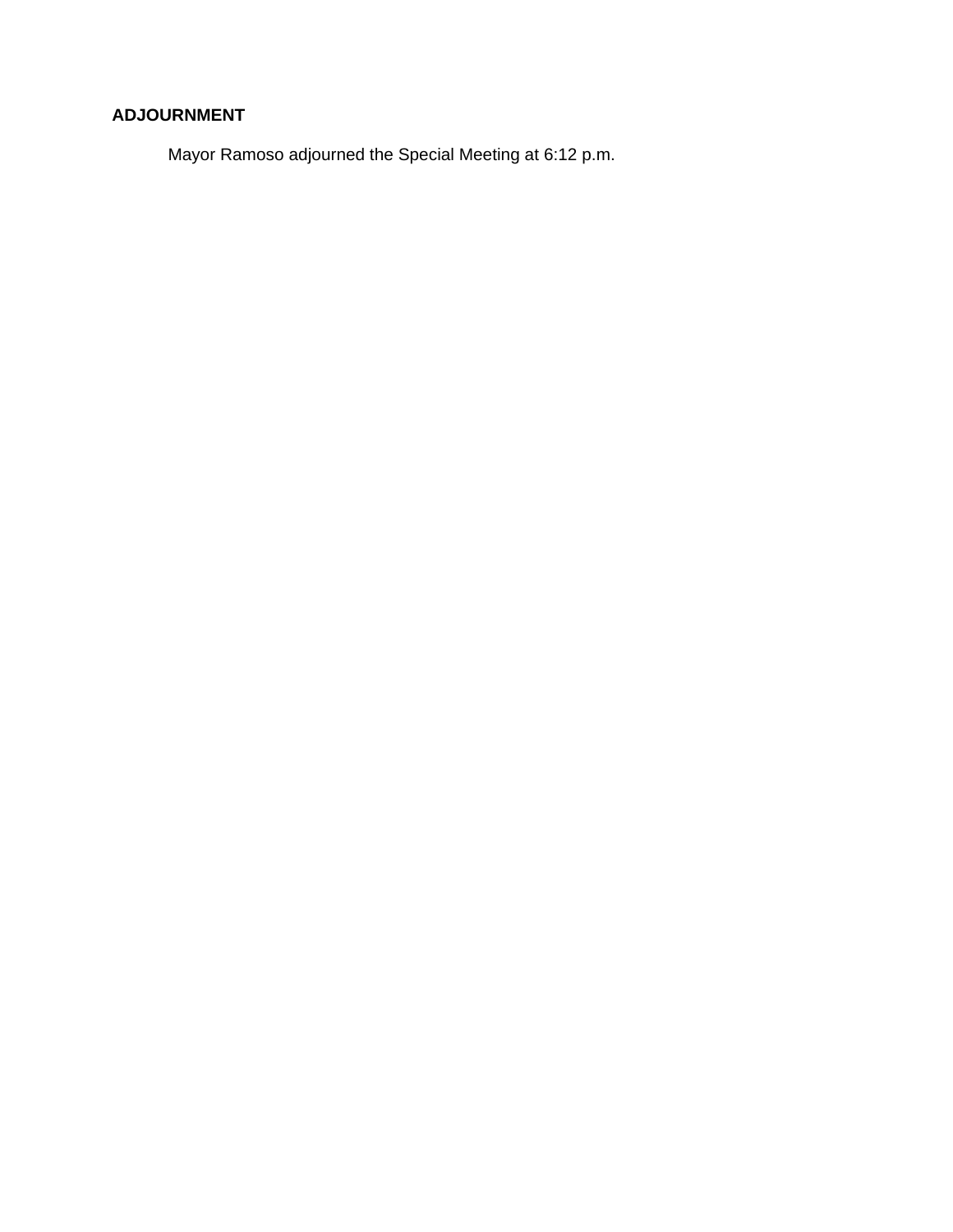**ADJOURNMENT**

Mayor Ramoso adjourned the Special Meeting at 6:12 p.m.